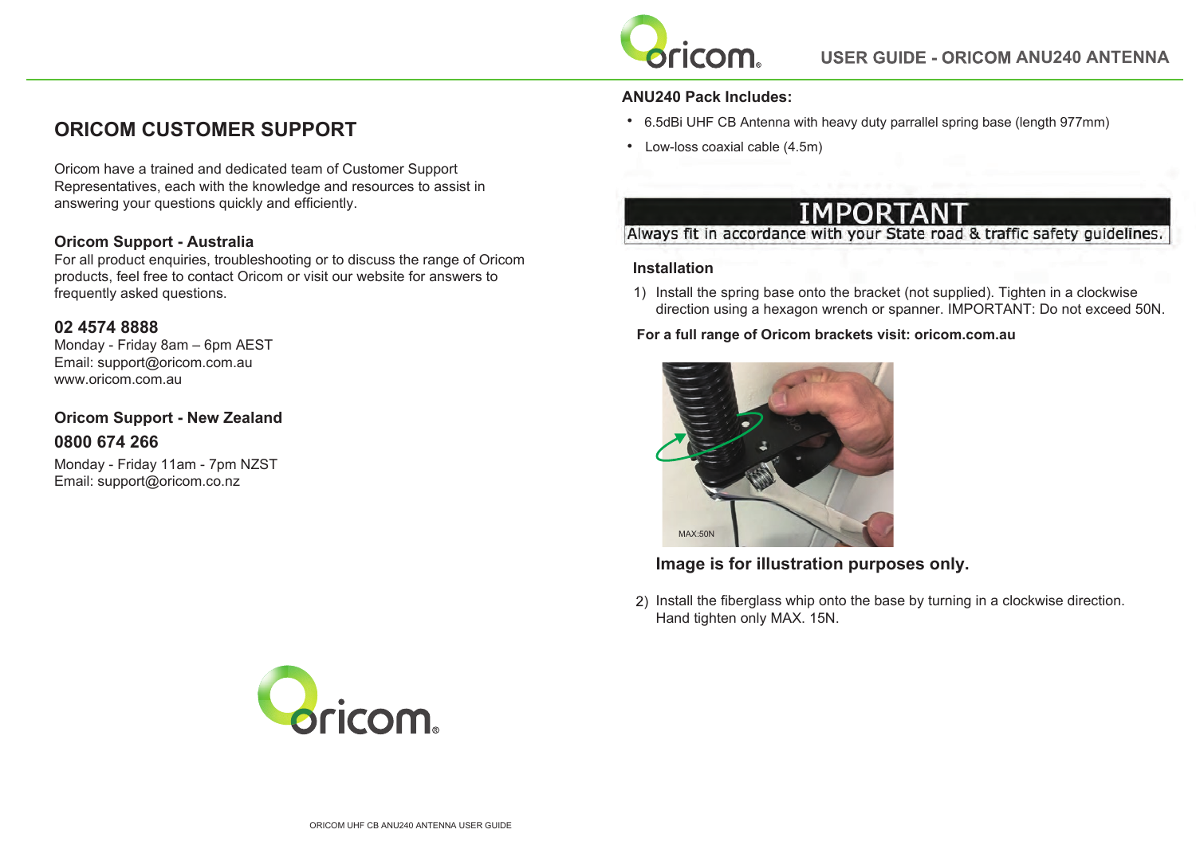## ORICOM CUSTOMER SUPPORT

Oricom have a trained and dedicated team of Customer Support Representatives, each with the knowledge and resources to assist in answering your questions quickly and efficiently.

### Oricom Support - Australia

For all product enquiries, troubleshooting or to discuss the range of Oricom products, feel free to contact Oricom or visit our website for answers to frequently asked questions.

### 02 4574 8888

Monday - Friday 8am – 6pm AEST
Email: support@oricom.com.au
www.oricom.com.au

### Oricom Support - New Zealand

### 0800 674 266

Monday - Friday 11am - 7pm NZST
Email: support@oricom.co.nz

# USER GUIDE - ORICOM ANU240 ANTENNA

### ANU240 Pack Includes:

- 6.5dBi UHF CB Antenna with heavy duty parrallel spring base (length 977mm)
- Low-loss coaxial cable (4.5m)

**IMPORTANT**
Always fit in accordance with your State road & traffic safety guidelines.

### Installation

1) Install the spring base onto the bracket (not supplied). Tighten in a clockwise direction using a hexagon wrench or spanner. IMPORTANT: Do not exceed 50N.

**For a full range of Oricom brackets visit: oricom.com.au**

MAX:50N

**Image is for illustration purposes only.**

2) Install the fiberglass whip onto the base by turning in a clockwise direction. Hand tighten only MAX. 15N.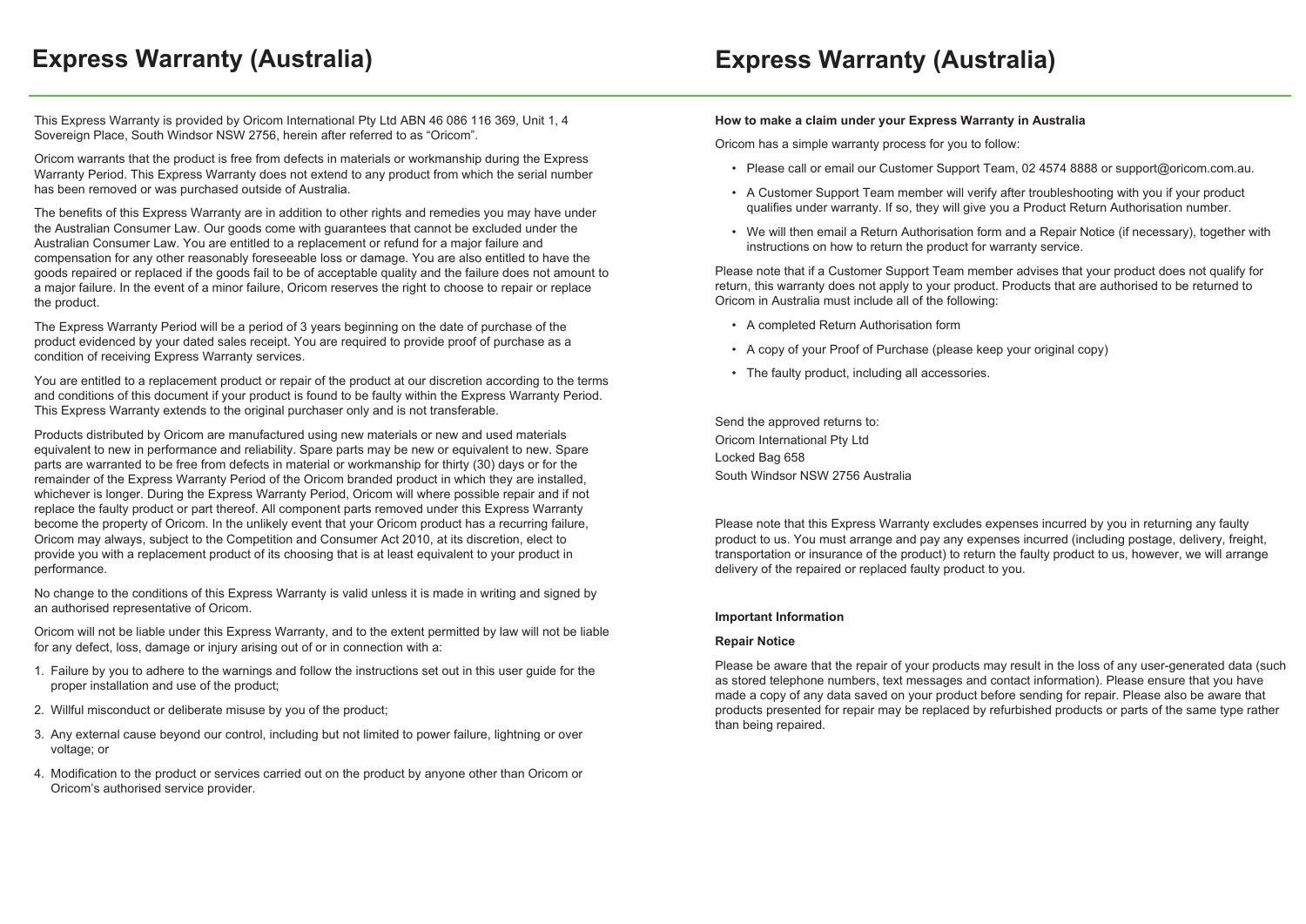# Express Warranty (Australia)

This Express Warranty is provided by Oricom International Pty Ltd ABN 46 086 116 369, Unit 1, 4 Sovereign Place, South Windsor NSW 2756, herein after referred to as "Oricom".

Oricom warrants that the product is free from defects in materials or workmanship during the Express Warranty Period. This Express Warranty does not extend to any product from which the serial number has been removed or was purchased outside of Australia.

The benefits of this Express Warranty are in addition to other rights and remedies you may have under the Australian Consumer Law. Our goods come with guarantees that cannot be excluded under the Australian Consumer Law. You are entitled to a replacement or refund for a major failure and compensation for any other reasonably foreseeable loss or damage. You are also entitled to have the goods repaired or replaced if the goods fail to be of acceptable quality and the failure does not amount to a major failure. In the event of a minor failure, Oricom reserves the right to choose to repair or replace the product.

The Express Warranty Period will be a period of 3 years beginning on the date of purchase of the product evidenced by your dated sales receipt. You are required to provide proof of purchase as a condition of receiving Express Warranty services.

You are entitled to a replacement product or repair of the product at our discretion according to the terms and conditions of this document if your product is found to be faulty within the Express Warranty Period. This Express Warranty extends to the original purchaser only and is not transferable.

Products distributed by Oricom are manufactured using new materials or new and used materials equivalent to new in performance and reliability. Spare parts may be new or equivalent to new. Spare parts are warranted to be free from defects in material or workmanship for thirty (30) days or for the remainder of the Express Warranty Period of the Oricom branded product in which they are installed, whichever is longer. During the Express Warranty Period, Oricom will where possible repair and if not replace the faulty product or part thereof. All component parts removed under this Express Warranty become the property of Oricom. In the unlikely event that your Oricom product has a recurring failure, Oricom may always, subject to the Competition and Consumer Act 2010, at its discretion, elect to provide you with a replacement product of its choosing that is at least equivalent to your product in performance.

No change to the conditions of this Express Warranty is valid unless it is made in writing and signed by an authorised representative of Oricom.

Oricom will not be liable under this Express Warranty, and to the extent permitted by law will not be liable for any defect, loss, damage or injury arising out of or in connection with a:

1. Failure by you to adhere to the warnings and follow the instructions set out in this user guide for the proper installation and use of the product;
2. Willful misconduct or deliberate misuse by you of the product;
3. Any external cause beyond our control, including but not limited to power failure, lightning or over voltage; or
4. Modification to the product or services carried out on the product by anyone other than Oricom or Oricom's authorised service provider.

**How to make a claim under your Express Warranty in Australia**

Oricom has a simple warranty process for you to follow:

- Please call or email our Customer Support Team, 02 4574 8888 or support@oricom.com.au.
- A Customer Support Team member will verify after troubleshooting with you if your product qualifies under warranty. If so, they will give you a Product Return Authorisation number.
- We will then email a Return Authorisation form and a Repair Notice (if necessary), together with instructions on how to return the product for warranty service.

Please note that if a Customer Support Team member advises that your product does not qualify for return, this warranty does not apply to your product. Products that are authorised to be returned to Oricom in Australia must include all of the following:

- A completed Return Authorisation form
- A copy of your Proof of Purchase (please keep your original copy)
- The faulty product, including all accessories.

Send the approved returns to:
Oricom International Pty Ltd
Locked Bag 658
South Windsor NSW 2756 Australia

Please note that this Express Warranty excludes expenses incurred by you in returning any faulty product to us. You must arrange and pay any expenses incurred (including postage, delivery, freight, transportation or insurance of the product) to return the faulty product to us, however, we will arrange delivery of the repaired or replaced faulty product to you.

**Important Information**

**Repair Notice**

Please be aware that the repair of your products may result in the loss of any user-generated data (such as stored telephone numbers, text messages and contact information). Please ensure that you have made a copy of any data saved on your product before sending for repair. Please also be aware that products presented for repair may be replaced by refurbished products or parts of the same type rather than being repaired.